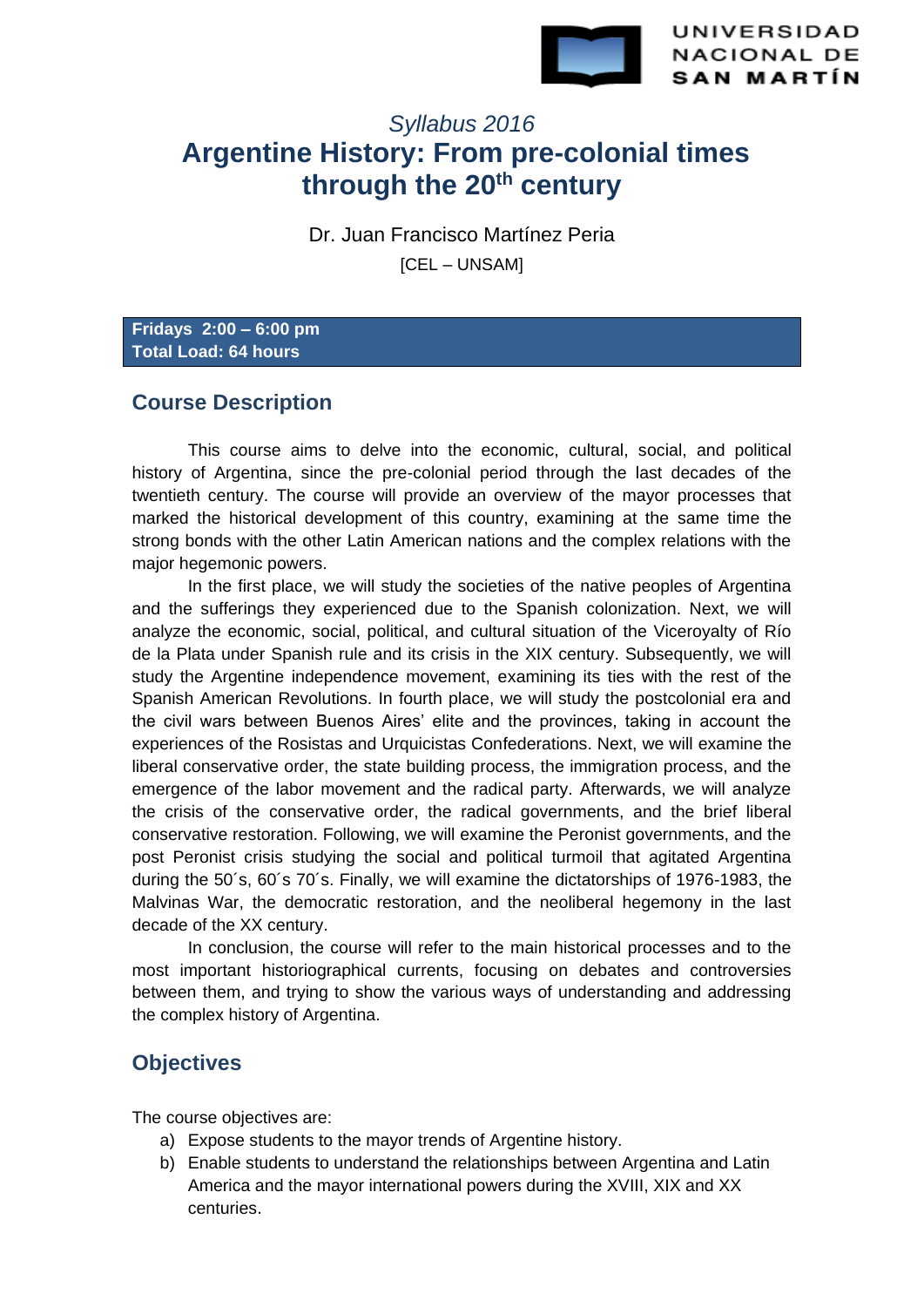UNIVERSIDAD NACIONAL DE SAN MARTÍN

*Syllabus 2016*

# Argentine History: From pre-colonial times through the 20th century

Dr. Juan Francisco Martínez Peria

[CEL – UNSAM]

**Fridays 2:00 – 6:00 pm**
**Total Load: 64 hours**

## Course Description

This course aims to delve into the economic, cultural, social, and political history of Argentina, since the pre-colonial period through the last decades of the twentieth century. The course will provide an overview of the mayor processes that marked the historical development of this country, examining at the same time the strong bonds with the other Latin American nations and the complex relations with the major hegemonic powers.

In the first place, we will study the societies of the native peoples of Argentina and the sufferings they experienced due to the Spanish colonization. Next, we will analyze the economic, social, political, and cultural situation of the Viceroyalty of Río de la Plata under Spanish rule and its crisis in the XIX century. Subsequently, we will study the Argentine independence movement, examining its ties with the rest of the Spanish American Revolutions. In fourth place, we will study the postcolonial era and the civil wars between Buenos Aires' elite and the provinces, taking in account the experiences of the Rosistas and Urquicistas Confederations. Next, we will examine the liberal conservative order, the state building process, the immigration process, and the emergence of the labor movement and the radical party. Afterwards, we will analyze the crisis of the conservative order, the radical governments, and the brief liberal conservative restoration. Following, we will examine the Peronist governments, and the post Peronist crisis studying the social and political turmoil that agitated Argentina during the 50´s, 60´s 70´s. Finally, we will examine the dictatorships of 1976-1983, the Malvinas War, the democratic restoration, and the neoliberal hegemony in the last decade of the XX century.

In conclusion, the course will refer to the main historical processes and to the most important historiographical currents, focusing on debates and controversies between them, and trying to show the various ways of understanding and addressing the complex history of Argentina.

## Objectives

The course objectives are:

a) Expose students to the mayor trends of Argentine history.
b) Enable students to understand the relationships between Argentina and Latin America and the mayor international powers during the XVIII, XIX and XX centuries.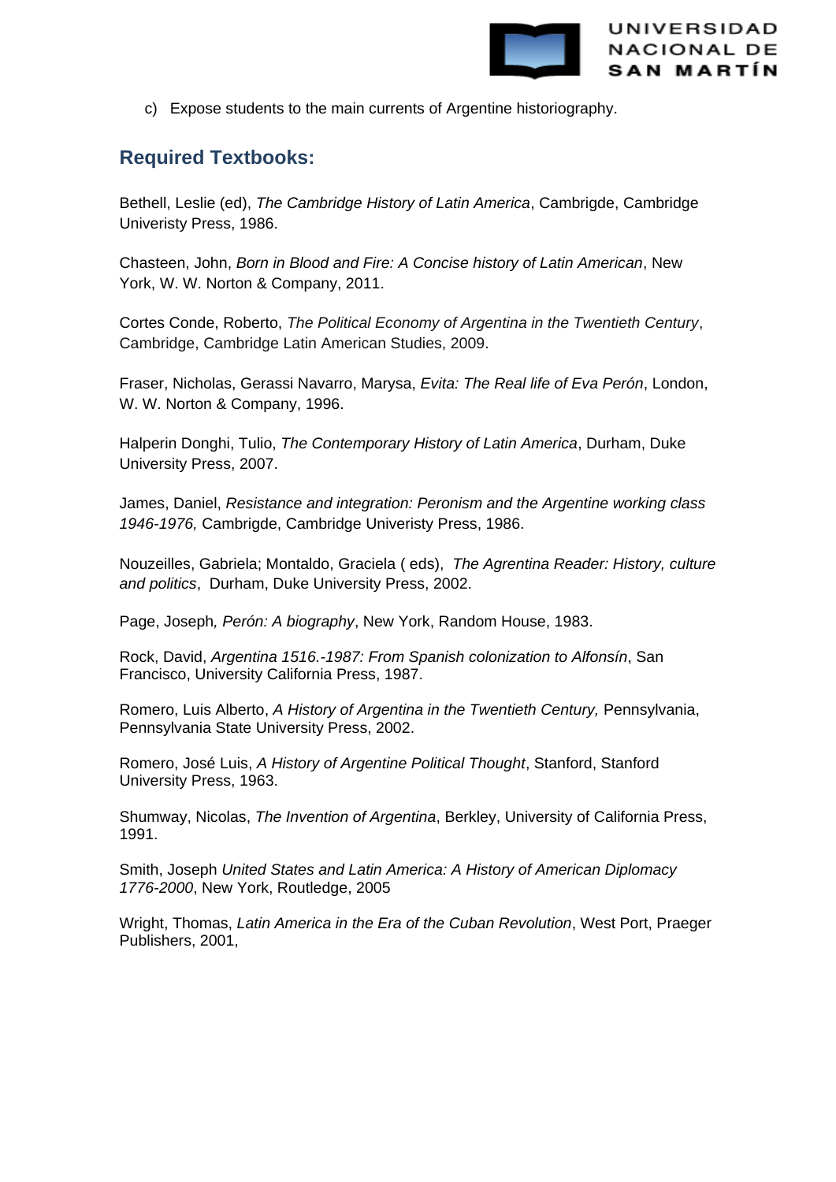c) Expose students to the main currents of Argentine historiography.

## Required Textbooks:

Bethell, Leslie (ed), *The Cambridge History of Latin America*, Cambrigde, Cambridge Univeristy Press, 1986.

Chasteen, John, *Born in Blood and Fire: A Concise history of Latin American*, New York, W. W. Norton & Company, 2011.

Cortes Conde, Roberto, *The Political Economy of Argentina in the Twentieth Century*, Cambridge, Cambridge Latin American Studies, 2009.

Fraser, Nicholas, Gerassi Navarro, Marysa, *Evita: The Real life of Eva Perón*, London, W. W. Norton & Company, 1996.

Halperin Donghi, Tulio, *The Contemporary History of Latin America*, Durham, Duke University Press, 2007.

James, Daniel, *Resistance and integration: Peronism and the Argentine working class 1946-1976,* Cambrigde, Cambridge Univeristy Press, 1986.

Nouzeilles, Gabriela; Montaldo, Graciela ( eds), *The Agrentina Reader: History, culture and politics*, Durham, Duke University Press, 2002.

Page, Joseph*, Perón: A biography*, New York, Random House, 1983.

Rock, David, *Argentina 1516.-1987: From Spanish colonization to Alfonsín*, San Francisco, University California Press, 1987.

Romero, Luis Alberto, *A History of Argentina in the Twentieth Century,* Pennsylvania, Pennsylvania State University Press, 2002.

Romero, José Luis, *A History of Argentine Political Thought*, Stanford, Stanford University Press, 1963.

Shumway, Nicolas, *The Invention of Argentina*, Berkley, University of California Press, 1991.

Smith, Joseph *United States and Latin America: A History of American Diplomacy 1776-2000*, New York, Routledge, 2005

Wright, Thomas, *Latin America in the Era of the Cuban Revolution*, West Port, Praeger Publishers, 2001,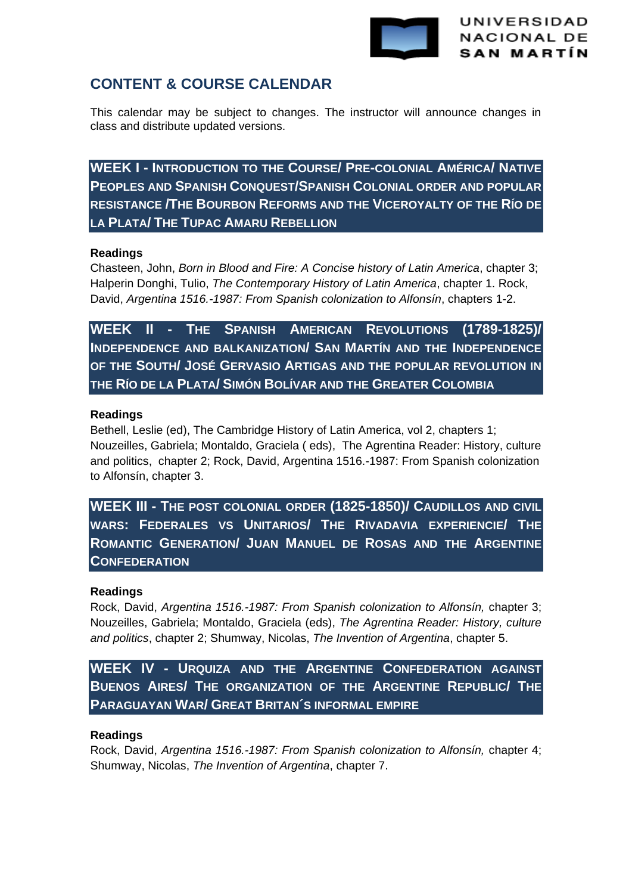## CONTENT & COURSE CALENDAR

This calendar may be subject to changes. The instructor will announce changes in class and distribute updated versions.

### WEEK I - Introduction to the Course/ Pre-colonial América/ Native Peoples and Spanish Conquest/Spanish Colonial order and popular resistance /The Bourbon Reforms and the Viceroyalty of the Río de la Plata/ The Tupac Amaru Rebellion

**Readings**

Chasteen, John, *Born in Blood and Fire: A Concise history of Latin America*, chapter 3; Halperin Donghi, Tulio, *The Contemporary History of Latin America*, chapter 1. Rock, David, *Argentina 1516.-1987: From Spanish colonization to Alfonsín*, chapters 1-2.

### WEEK II - The Spanish American Revolutions (1789-1825)/ Independence and balkanization/ San Martín and the Independence of the South/ José Gervasio Artigas and the popular revolution in the Río de la Plata/ Simón Bolívar and the Greater Colombia

**Readings**

Bethell, Leslie (ed), The Cambridge History of Latin America, vol 2, chapters 1; Nouzeilles, Gabriela; Montaldo, Graciela ( eds), The Agrentina Reader: History, culture and politics, chapter 2; Rock, David, Argentina 1516.-1987: From Spanish colonization to Alfonsín, chapter 3.

### WEEK III - The post colonial order (1825-1850)/ Caudillos and civil wars: Federales vs Unitarios/ The Rivadavia experiencie/ The Romantic Generation/ Juan Manuel de Rosas and the Argentine Confederation

**Readings**

Rock, David, *Argentina 1516.-1987: From Spanish colonization to Alfonsín,* chapter 3; Nouzeilles, Gabriela; Montaldo, Graciela (eds), *The Agrentina Reader: History, culture and politics*, chapter 2; Shumway, Nicolas, *The Invention of Argentina*, chapter 5.

### WEEK IV - Urquiza and the Argentine Confederation against Buenos Aires/ The organization of the Argentine Republic/ The Paraguayan War/ Great Britan´s informal empire

**Readings**

Rock, David, *Argentina 1516.-1987: From Spanish colonization to Alfonsín,* chapter 4; Shumway, Nicolas, *The Invention of Argentina*, chapter 7.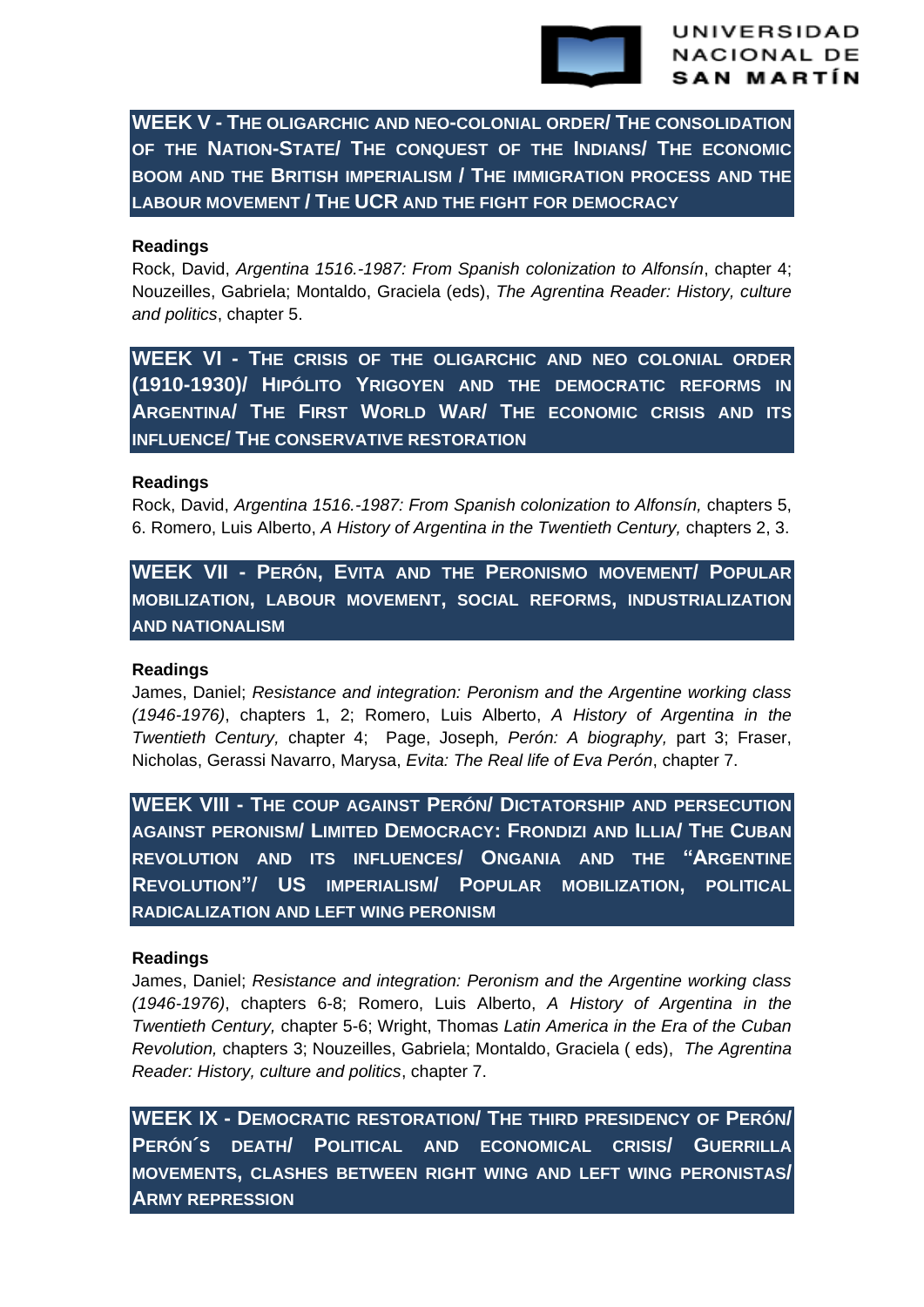## WEEK V - THE OLIGARCHIC AND NEO-COLONIAL ORDER/ THE CONSOLIDATION OF THE NATION-STATE/ THE CONQUEST OF THE INDIANS/ THE ECONOMIC BOOM AND THE BRITISH IMPERIALISM / THE IMMIGRATION PROCESS AND THE LABOUR MOVEMENT / THE UCR AND THE FIGHT FOR DEMOCRACY

**Readings**

Rock, David, *Argentina 1516.-1987: From Spanish colonization to Alfonsín*, chapter 4; Nouzeilles, Gabriela; Montaldo, Graciela (eds), *The Agrentina Reader: History, culture and politics*, chapter 5.

## WEEK VI - THE CRISIS OF THE OLIGARCHIC AND NEO COLONIAL ORDER (1910-1930)/ HIPÓLITO YRIGOYEN AND THE DEMOCRATIC REFORMS IN ARGENTINA/ THE FIRST WORLD WAR/ THE ECONOMIC CRISIS AND ITS INFLUENCE/ THE CONSERVATIVE RESTORATION

**Readings**

Rock, David, *Argentina 1516.-1987: From Spanish colonization to Alfonsín,* chapters 5, 6. Romero, Luis Alberto, *A History of Argentina in the Twentieth Century,* chapters 2, 3.

## WEEK VII - PERÓN, EVITA AND THE PERONISMO MOVEMENT/ POPULAR MOBILIZATION, LABOUR MOVEMENT, SOCIAL REFORMS, INDUSTRIALIZATION AND NATIONALISM

**Readings**

James, Daniel; *Resistance and integration: Peronism and the Argentine working class (1946-1976)*, chapters 1, 2; Romero, Luis Alberto, *A History of Argentina in the Twentieth Century,* chapter 4; Page, Joseph*, Perón: A biography,* part 3; Fraser, Nicholas, Gerassi Navarro, Marysa, *Evita: The Real life of Eva Perón*, chapter 7.

## WEEK VIII - THE COUP AGAINST PERÓN/ DICTATORSHIP AND PERSECUTION AGAINST PERONISM/ LIMITED DEMOCRACY: FRONDIZI AND ILLIA/ THE CUBAN REVOLUTION AND ITS INFLUENCES/ ONGANIA AND THE "ARGENTINE REVOLUTION"/ US IMPERIALISM/ POPULAR MOBILIZATION, POLITICAL RADICALIZATION AND LEFT WING PERONISM

**Readings**

James, Daniel; *Resistance and integration: Peronism and the Argentine working class (1946-1976)*, chapters 6-8; Romero, Luis Alberto, *A History of Argentina in the Twentieth Century,* chapter 5-6; Wright, Thomas *Latin America in the Era of the Cuban Revolution,* chapters 3; Nouzeilles, Gabriela; Montaldo, Graciela ( eds), *The Agrentina Reader: History, culture and politics*, chapter 7.

## WEEK IX - DEMOCRATIC RESTORATION/ THE THIRD PRESIDENCY OF PERÓN/ PERÓN´S DEATH/ POLITICAL AND ECONOMICAL CRISIS/ GUERRILLA MOVEMENTS, CLASHES BETWEEN RIGHT WING AND LEFT WING PERONISTAS/ ARMY REPRESSION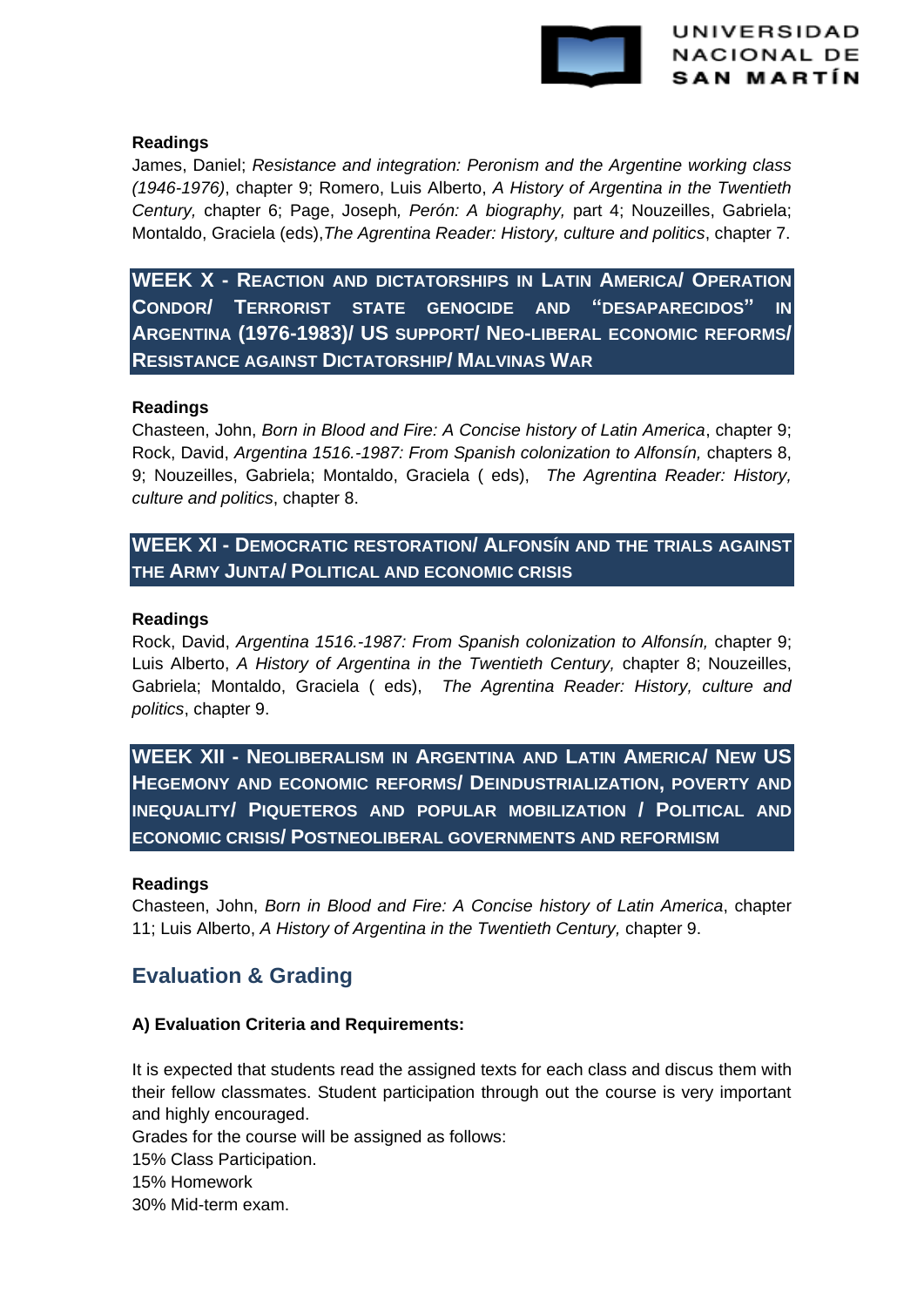#### Readings

James, Daniel; *Resistance and integration: Peronism and the Argentine working class (1946-1976)*, chapter 9; Romero, Luis Alberto, *A History of Argentina in the Twentieth Century,* chapter 6; Page, Joseph*, Perón: A biography,* part 4; Nouzeilles, Gabriela; Montaldo, Graciela (eds),*The Agrentina Reader: History, culture and politics*, chapter 7.

### WEEK X - Reaction and dictatorships in Latin America/ Operation Condor/ Terrorist state genocide and "desaparecidos" in Argentina (1976-1983)/ US support/ Neo-liberal economic reforms/ Resistance against Dictatorship/ Malvinas War

#### Readings

Chasteen, John, *Born in Blood and Fire: A Concise history of Latin America*, chapter 9; Rock, David, *Argentina 1516.-1987: From Spanish colonization to Alfonsín,* chapters 8, 9; Nouzeilles, Gabriela; Montaldo, Graciela ( eds), *The Agrentina Reader: History, culture and politics*, chapter 8.

### WEEK XI - Democratic restoration/ Alfonsín and the trials against the Army Junta/ Political and economic crisis

#### Readings

Rock, David, *Argentina 1516.-1987: From Spanish colonization to Alfonsín,* chapter 9; Luis Alberto, *A History of Argentina in the Twentieth Century,* chapter 8; Nouzeilles, Gabriela; Montaldo, Graciela ( eds), *The Agrentina Reader: History, culture and politics*, chapter 9.

### WEEK XII - Neoliberalism in Argentina and Latin America/ New US Hegemony and economic reforms/ Deindustrialization, poverty and inequality/ Piqueteros and popular mobilization / Political and economic crisis/ Postneoliberal governments and reformism

#### Readings

Chasteen, John, *Born in Blood and Fire: A Concise history of Latin America*, chapter 11; Luis Alberto, *A History of Argentina in the Twentieth Century,* chapter 9.

## Evaluation & Grading

#### A) Evaluation Criteria and Requirements:

It is expected that students read the assigned texts for each class and discus them with their fellow classmates. Student participation through out the course is very important and highly encouraged.

Grades for the course will be assigned as follows:
15% Class Participation.
15% Homework
30% Mid-term exam.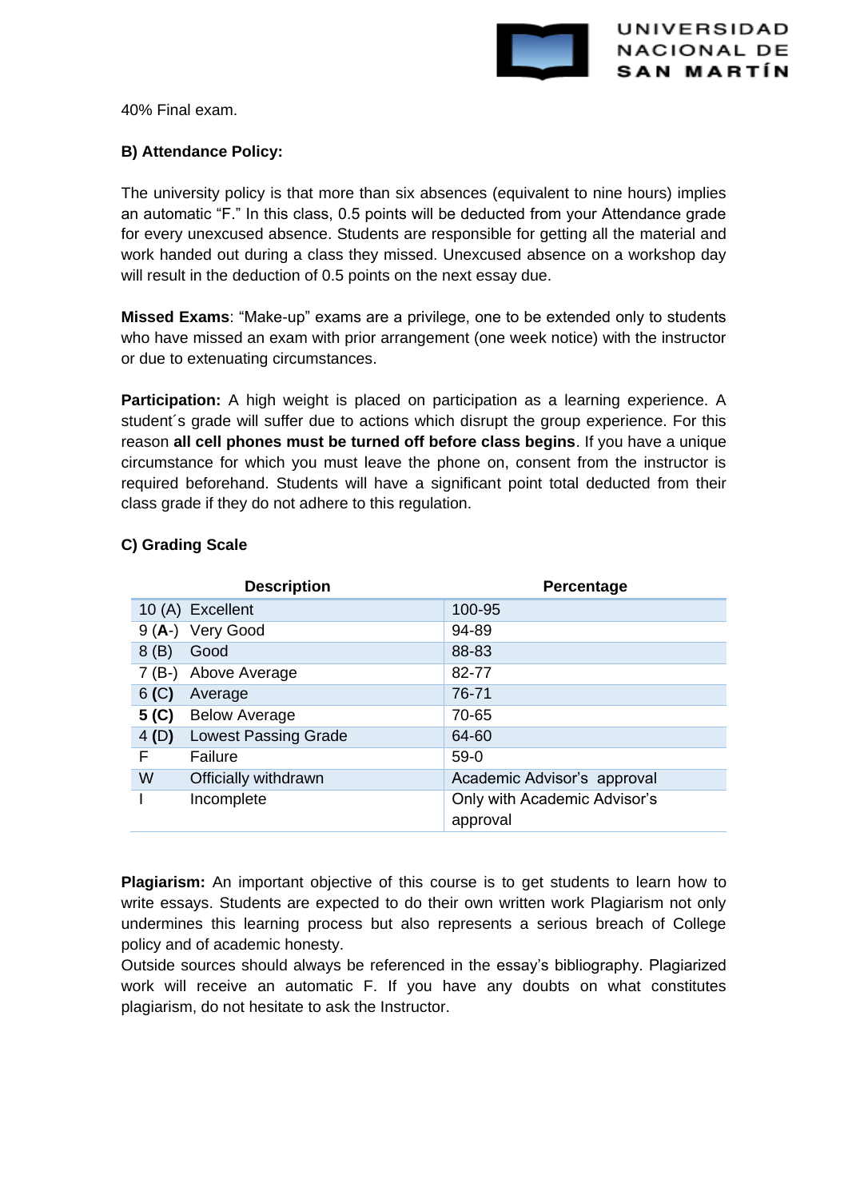40% Final exam.

**B) Attendance Policy:**

The university policy is that more than six absences (equivalent to nine hours) implies an automatic "F." In this class, 0.5 points will be deducted from your Attendance grade for every unexcused absence. Students are responsible for getting all the material and work handed out during a class they missed. Unexcused absence on a workshop day will result in the deduction of 0.5 points on the next essay due.

**Missed Exams**: "Make-up" exams are a privilege, one to be extended only to students who have missed an exam with prior arrangement (one week notice) with the instructor or due to extenuating circumstances.

**Participation:** A high weight is placed on participation as a learning experience. A student´s grade will suffer due to actions which disrupt the group experience. For this reason **all cell phones must be turned off before class begins**. If you have a unique circumstance for which you must leave the phone on, consent from the instructor is required beforehand. Students will have a significant point total deducted from their class grade if they do not adhere to this regulation.

**C) Grading Scale**

| Description | | Percentage |
|---|---|---|
| 10 (A) | Excellent | 100-95 |
| 9 (**A**-) | Very Good | 94-89 |
| 8 (B) | Good | 88-83 |
| 7 (B-) | Above Average | 82-77 |
| 6 **(C)** | Average | 76-71 |
| **5 (C)** | Below Average | 70-65 |
| 4 **(D)** | Lowest Passing Grade | 64-60 |
| F | Failure | 59-0 |
| W | Officially withdrawn | Academic Advisor's approval |
| I | Incomplete | Only with Academic Advisor's approval |

**Plagiarism:** An important objective of this course is to get students to learn how to write essays. Students are expected to do their own written work Plagiarism not only undermines this learning process but also represents a serious breach of College policy and of academic honesty.

Outside sources should always be referenced in the essay's bibliography. Plagiarized work will receive an automatic F. If you have any doubts on what constitutes plagiarism, do not hesitate to ask the Instructor.